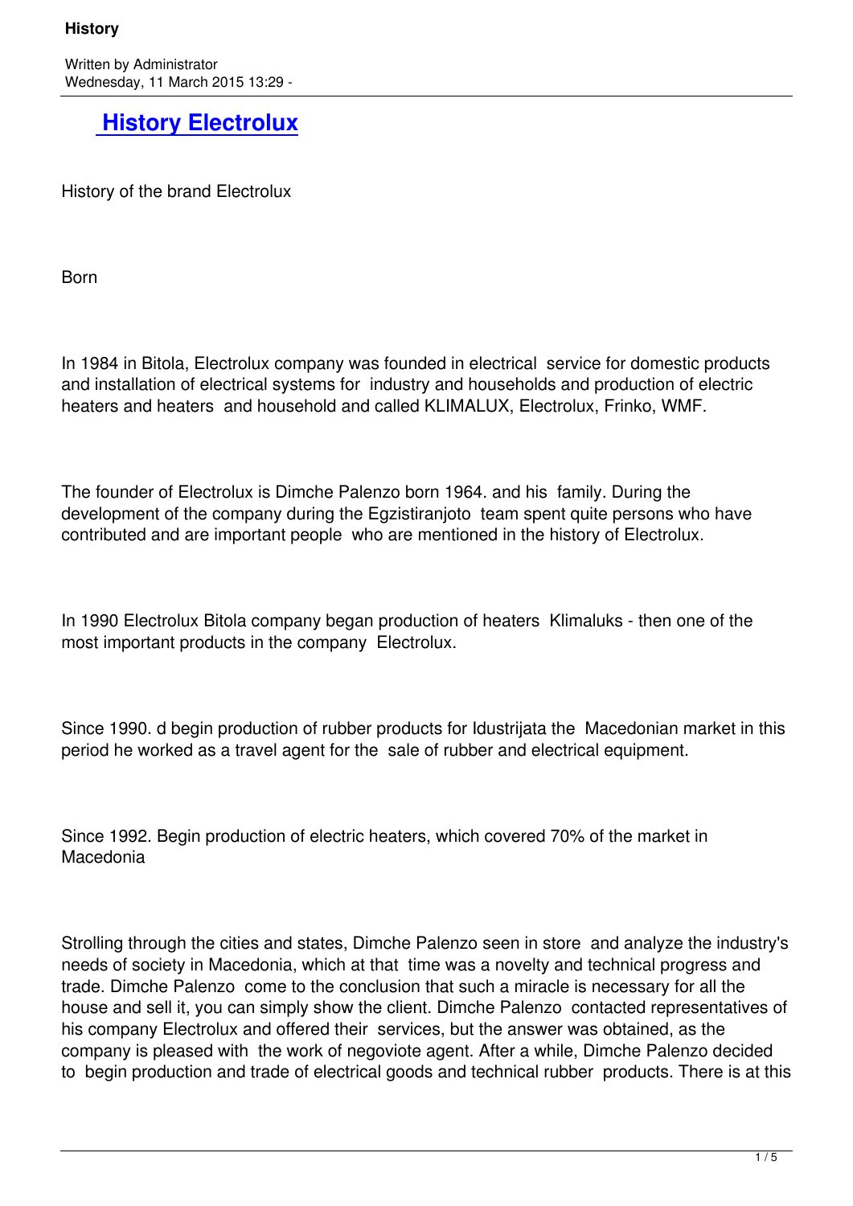# History Electrolux

History of the brand Electrolux

Born

In 1984 in Bitola, Electrolux company was founded in electrical service for domestic products and installation of electrical systems for industry and households and production of electric heaters and heaters and household and called KLIMALUX, Electrolux, Frinko, WMF.

The founder of Electrolux is Dimche Palenzo born 1964. and his family. During the development of the company during the Egzistiranjoto team spent quite persons who have contributed and are important people who are mentioned in the history of Electrolux.

In 1990 Electrolux Bitola company began production of heaters Klimaluks - then one of the most important products in the company Electrolux.

Since 1990. d begin production of rubber products for Idustrijata the Macedonian market in this period he worked as a travel agent for the sale of rubber and electrical equipment.

Since 1992. Begin production of electric heaters, which covered 70% of the market in Macedonia

Strolling through the cities and states, Dimche Palenzo seen in store and analyze the industry's needs of society in Macedonia, which at that time was a novelty and technical progress and trade. Dimche Palenzo come to the conclusion that such a miracle is necessary for all the house and sell it, you can simply show the client. Dimche Palenzo contacted representatives of his company Electrolux and offered their services, but the answer was obtained, as the company is pleased with the work of negoviote agent. After a while, Dimche Palenzo decided to begin production and trade of electrical goods and technical rubber products. There is at this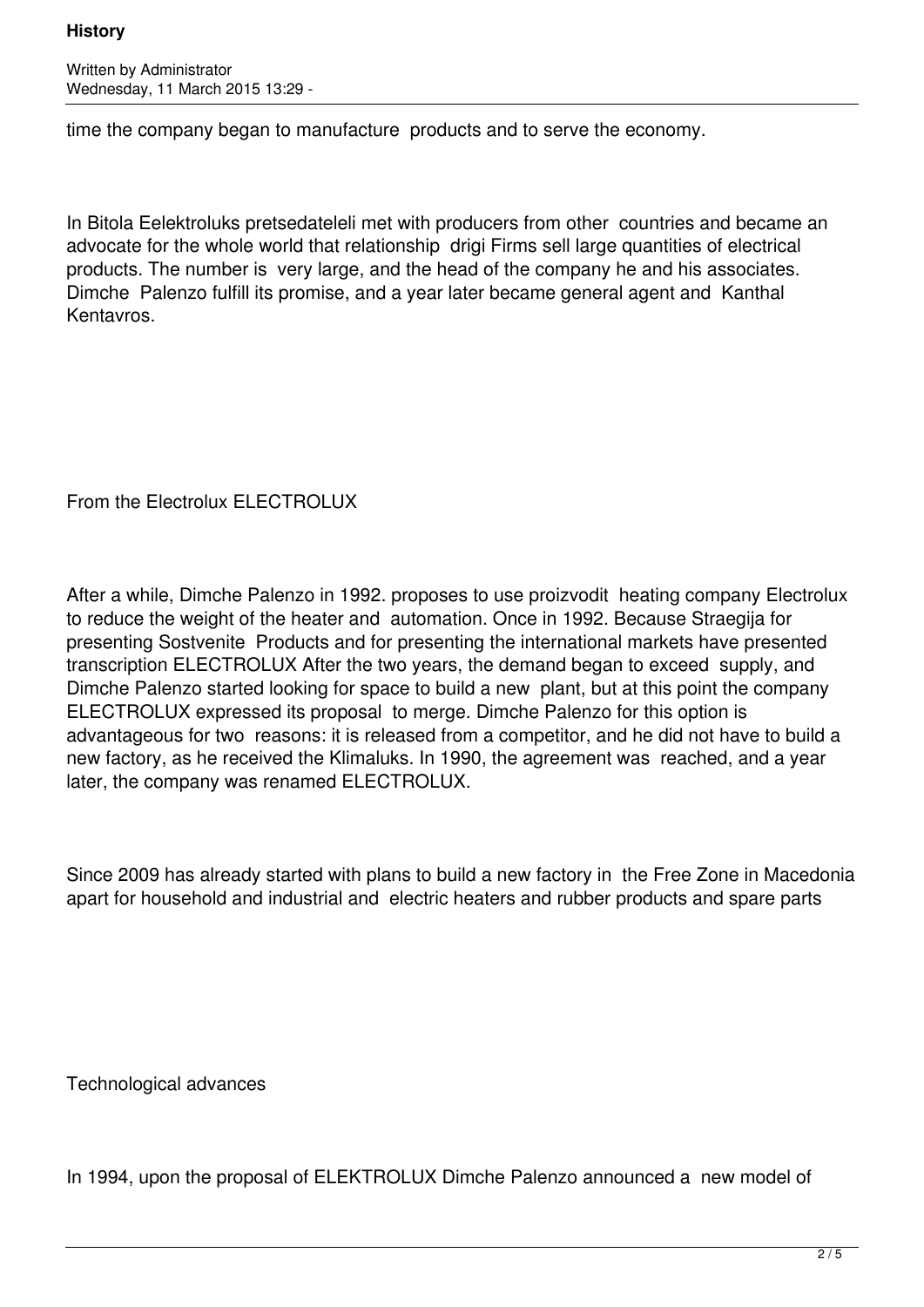time the company began to manufacture products and to serve the economy.

In Bitola Eelektroluks pretsedateleli met with producers from other countries and became an advocate for the whole world that relationship drigi Firms sell large quantities of electrical products. The number is very large, and the head of the company he and his associates. Dimche Palenzo fulfill its promise, and a year later became general agent and Kanthal Kentavros.

From the Electrolux ELECTROLUX

After a while, Dimche Palenzo in 1992. proposes to use proizvodit heating company Electrolux to reduce the weight of the heater and automation. Once in 1992. Because Straegija for presenting Sostvenite Products and for presenting the international markets have presented transcription ELECTROLUX After the two years, the demand began to exceed supply, and Dimche Palenzo started looking for space to build a new plant, but at this point the company ELECTROLUX expressed its proposal to merge. Dimche Palenzo for this option is advantageous for two reasons: it is released from a competitor, and he did not have to build a new factory, as he received the Klimaluks. In 1990, the agreement was reached, and a year later, the company was renamed ELECTROLUX.

Since 2009 has already started with plans to build a new factory in the Free Zone in Macedonia apart for household and industrial and electric heaters and rubber products and spare parts

Technological advances

In 1994, upon the proposal of ELEKTROLUX Dimche Palenzo announced a new model of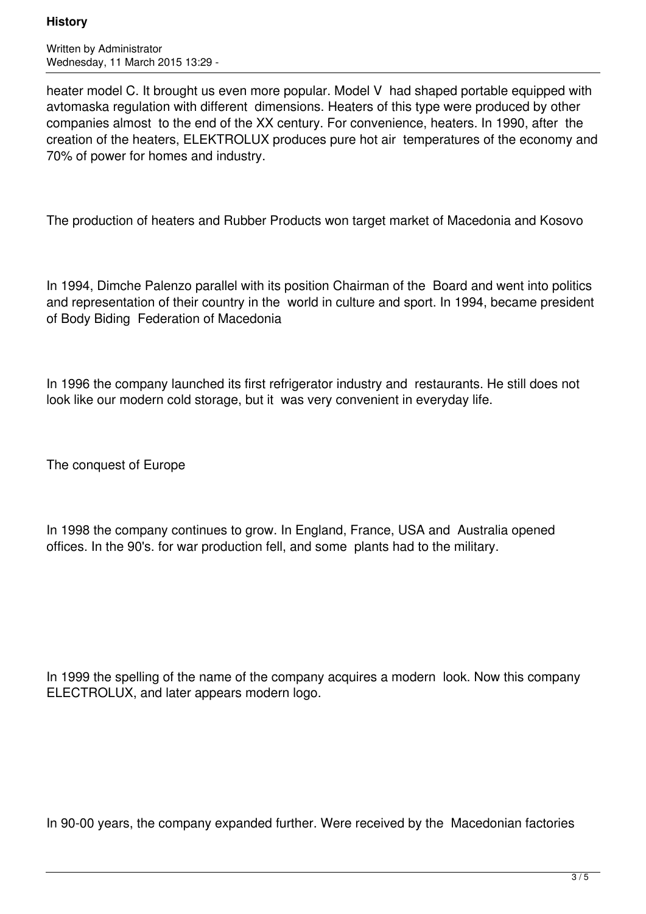heater model C. It brought us even more popular. Model V had shaped portable equipped with avtomaska regulation with different dimensions. Heaters of this type were produced by other companies almost to the end of the XX century. For convenience, heaters. In 1990, after the creation of the heaters, ELEKTROLUX produces pure hot air temperatures of the economy and 70% of power for homes and industry.

The production of heaters and Rubber Products won target market of Macedonia and Kosovo

In 1994, Dimche Palenzo parallel with its position Chairman of the Board and went into politics and representation of their country in the world in culture and sport. In 1994, became president of Body Biding Federation of Macedonia

In 1996 the company launched its first refrigerator industry and restaurants. He still does not look like our modern cold storage, but it was very convenient in everyday life.

The conquest of Europe

In 1998 the company continues to grow. In England, France, USA and Australia opened offices. In the 90's. for war production fell, and some plants had to the military.

In 1999 the spelling of the name of the company acquires a modern look. Now this company ELECTROLUX, and later appears modern logo.

In 90-00 years, the company expanded further. Were received by the Macedonian factories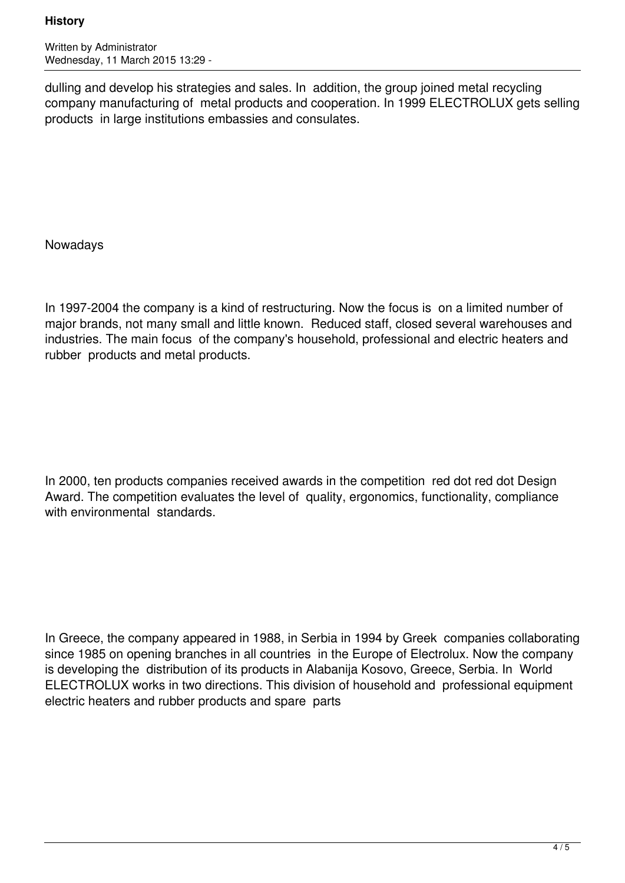dulling and develop his strategies and sales. In addition, the group joined metal recycling company manufacturing of metal products and cooperation. In 1999 ELECTROLUX gets selling products in large institutions embassies and consulates.

Nowadays

In 1997-2004 the company is a kind of restructuring. Now the focus is on a limited number of major brands, not many small and little known. Reduced staff, closed several warehouses and industries. The main focus of the company's household, professional and electric heaters and rubber products and metal products.

In 2000, ten products companies received awards in the competition red dot red dot Design Award. The competition evaluates the level of quality, ergonomics, functionality, compliance with environmental standards.

In Greece, the company appeared in 1988, in Serbia in 1994 by Greek companies collaborating since 1985 on opening branches in all countries in the Europe of Electrolux. Now the company is developing the distribution of its products in Alabanija Kosovo, Greece, Serbia. In World ELECTROLUX works in two directions. This division of household and professional equipment electric heaters and rubber products and spare parts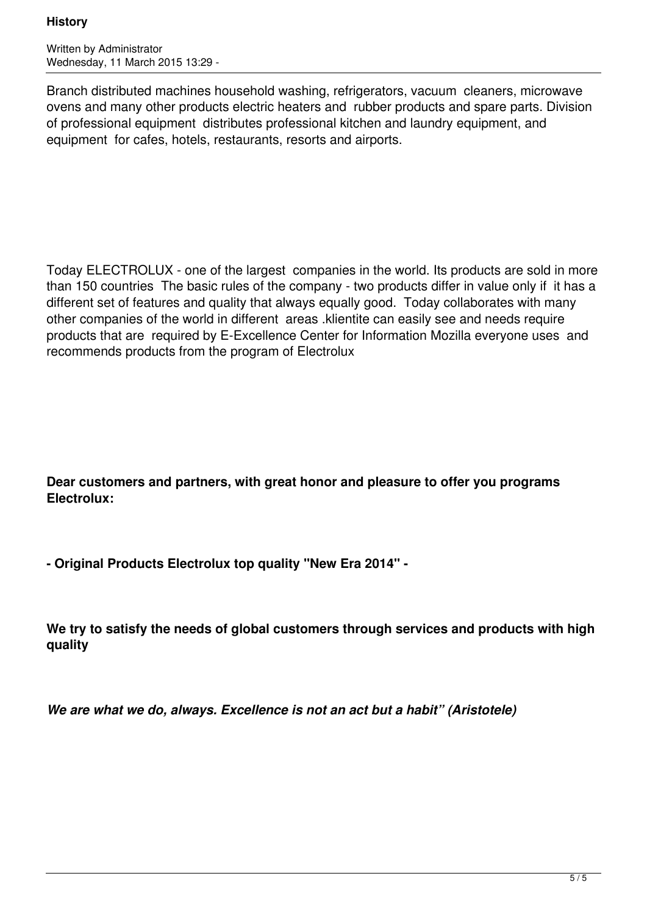Branch distributed machines household washing, refrigerators, vacuum cleaners, microwave ovens and many other products electric heaters and rubber products and spare parts. Division of professional equipment distributes professional kitchen and laundry equipment, and equipment for cafes, hotels, restaurants, resorts and airports.

Today ELECTROLUX - one of the largest companies in the world. Its products are sold in more than 150 countries The basic rules of the company - two products differ in value only if it has a different set of features and quality that always equally good. Today collaborates with many other companies of the world in different areas .klientite can easily see and needs require products that are required by E-Excellence Center for Information Mozilla everyone uses and recommends products from the program of Electrolux

**Dear customers and partners, with great honor and pleasure to offer you programs Electrolux:**

**- Original Products Electrolux top quality "New Era 2014" -**

**We try to satisfy the needs of global customers through services and products with high quality**

***We are what we do, always. Excellence is not an act but a habit" (Aristotele)***